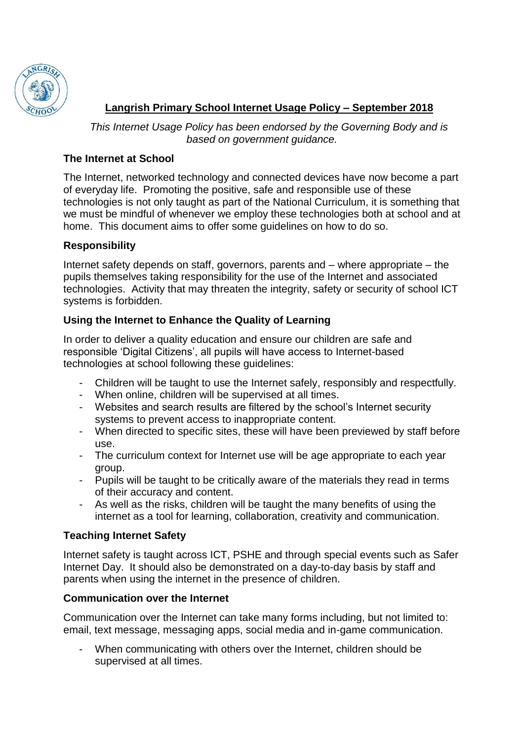# Langrish Primary School Internet Usage Policy – September 2018

*This Internet Usage Policy has been endorsed by the Governing Body and is based on government guidance.*

### The Internet at School

The Internet, networked technology and connected devices have now become a part of everyday life. Promoting the positive, safe and responsible use of these technologies is not only taught as part of the National Curriculum, it is something that we must be mindful of whenever we employ these technologies both at school and at home. This document aims to offer some guidelines on how to do so.

### Responsibility

Internet safety depends on staff, governors, parents and – where appropriate – the pupils themselves taking responsibility for the use of the Internet and associated technologies. Activity that may threaten the integrity, safety or security of school ICT systems is forbidden.

### Using the Internet to Enhance the Quality of Learning

In order to deliver a quality education and ensure our children are safe and responsible 'Digital Citizens', all pupils will have access to Internet-based technologies at school following these guidelines:

- Children will be taught to use the Internet safely, responsibly and respectfully.
- When online, children will be supervised at all times.
- Websites and search results are filtered by the school's Internet security systems to prevent access to inappropriate content.
- When directed to specific sites, these will have been previewed by staff before use.
- The curriculum context for Internet use will be age appropriate to each year group.
- Pupils will be taught to be critically aware of the materials they read in terms of their accuracy and content.
- As well as the risks, children will be taught the many benefits of using the internet as a tool for learning, collaboration, creativity and communication.

### Teaching Internet Safety

Internet safety is taught across ICT, PSHE and through special events such as Safer Internet Day. It should also be demonstrated on a day-to-day basis by staff and parents when using the internet in the presence of children.

### Communication over the Internet

Communication over the Internet can take many forms including, but not limited to: email, text message, messaging apps, social media and in-game communication.

- When communicating with others over the Internet, children should be supervised at all times.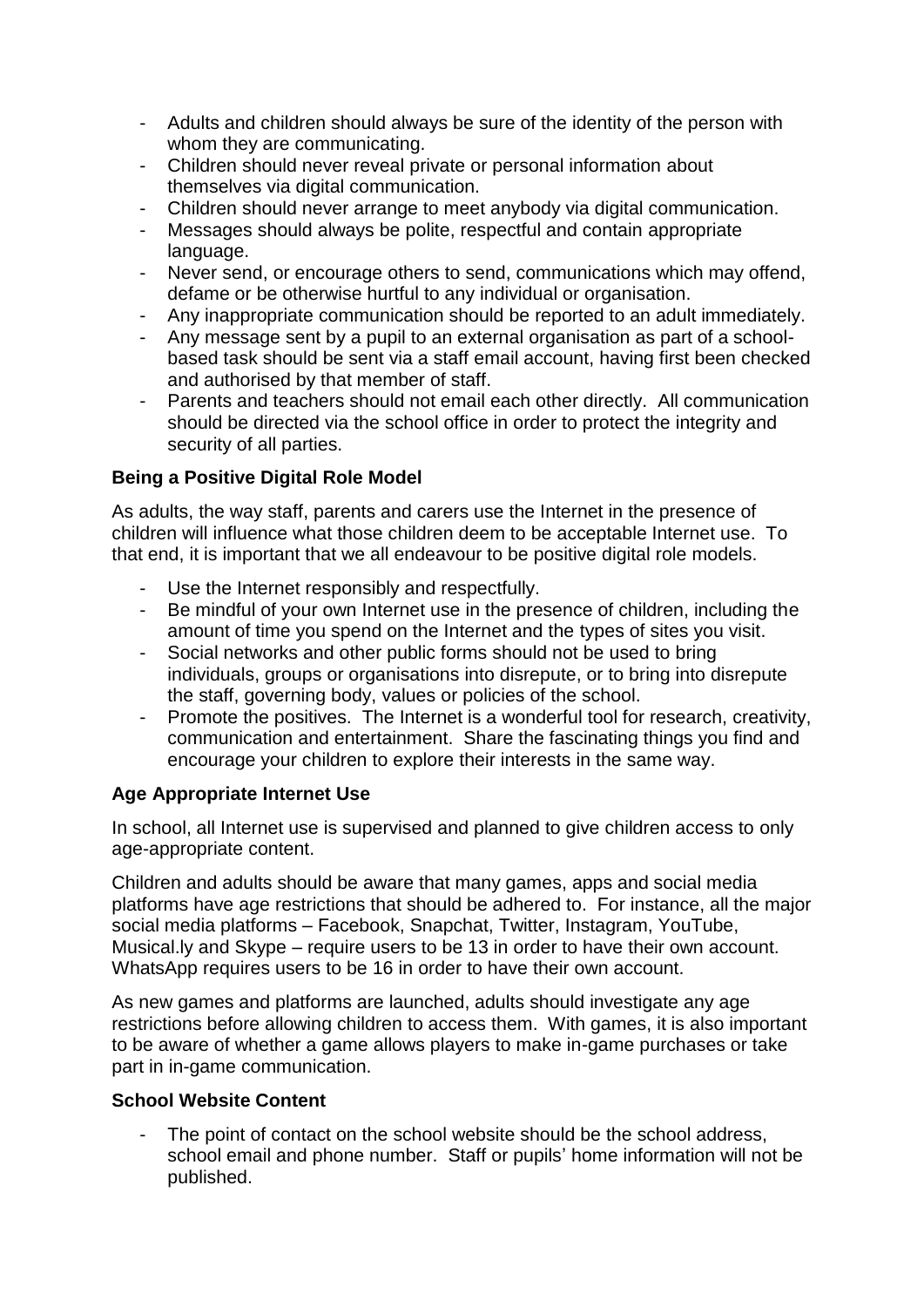- Adults and children should always be sure of the identity of the person with whom they are communicating.
- Children should never reveal private or personal information about themselves via digital communication.
- Children should never arrange to meet anybody via digital communication.
- Messages should always be polite, respectful and contain appropriate language.
- Never send, or encourage others to send, communications which may offend, defame or be otherwise hurtful to any individual or organisation.
- Any inappropriate communication should be reported to an adult immediately.
- Any message sent by a pupil to an external organisation as part of a school-based task should be sent via a staff email account, having first been checked and authorised by that member of staff.
- Parents and teachers should not email each other directly. All communication should be directed via the school office in order to protect the integrity and security of all parties.

**Being a Positive Digital Role Model**

As adults, the way staff, parents and carers use the Internet in the presence of children will influence what those children deem to be acceptable Internet use. To that end, it is important that we all endeavour to be positive digital role models.

- Use the Internet responsibly and respectfully.
- Be mindful of your own Internet use in the presence of children, including the amount of time you spend on the Internet and the types of sites you visit.
- Social networks and other public forms should not be used to bring individuals, groups or organisations into disrepute, or to bring into disrepute the staff, governing body, values or policies of the school.
- Promote the positives. The Internet is a wonderful tool for research, creativity, communication and entertainment. Share the fascinating things you find and encourage your children to explore their interests in the same way.

**Age Appropriate Internet Use**

In school, all Internet use is supervised and planned to give children access to only age-appropriate content.

Children and adults should be aware that many games, apps and social media platforms have age restrictions that should be adhered to. For instance, all the major social media platforms – Facebook, Snapchat, Twitter, Instagram, YouTube, Musical.ly and Skype – require users to be 13 in order to have their own account. WhatsApp requires users to be 16 in order to have their own account.

As new games and platforms are launched, adults should investigate any age restrictions before allowing children to access them. With games, it is also important to be aware of whether a game allows players to make in-game purchases or take part in in-game communication.

**School Website Content**

- The point of contact on the school website should be the school address, school email and phone number. Staff or pupils' home information will not be published.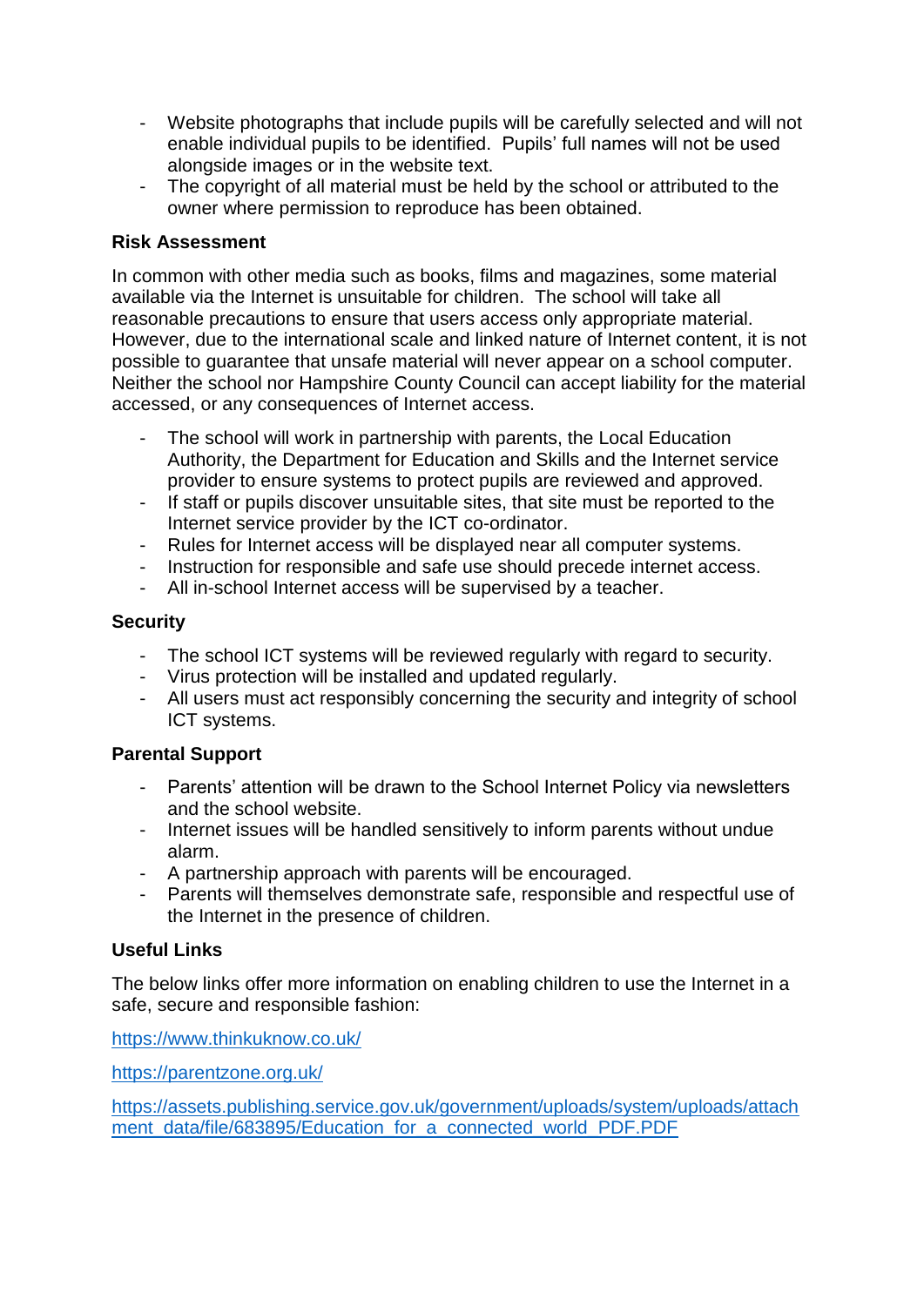- Website photographs that include pupils will be carefully selected and will not enable individual pupils to be identified. Pupils' full names will not be used alongside images or in the website text.
- The copyright of all material must be held by the school or attributed to the owner where permission to reproduce has been obtained.

**Risk Assessment**

In common with other media such as books, films and magazines, some material available via the Internet is unsuitable for children. The school will take all reasonable precautions to ensure that users access only appropriate material. However, due to the international scale and linked nature of Internet content, it is not possible to guarantee that unsafe material will never appear on a school computer. Neither the school nor Hampshire County Council can accept liability for the material accessed, or any consequences of Internet access.

- The school will work in partnership with parents, the Local Education Authority, the Department for Education and Skills and the Internet service provider to ensure systems to protect pupils are reviewed and approved.
- If staff or pupils discover unsuitable sites, that site must be reported to the Internet service provider by the ICT co-ordinator.
- Rules for Internet access will be displayed near all computer systems.
- Instruction for responsible and safe use should precede internet access.
- All in-school Internet access will be supervised by a teacher.

**Security**

- The school ICT systems will be reviewed regularly with regard to security.
- Virus protection will be installed and updated regularly.
- All users must act responsibly concerning the security and integrity of school ICT systems.

**Parental Support**

- Parents' attention will be drawn to the School Internet Policy via newsletters and the school website.
- Internet issues will be handled sensitively to inform parents without undue alarm.
- A partnership approach with parents will be encouraged.
- Parents will themselves demonstrate safe, responsible and respectful use of the Internet in the presence of children.

**Useful Links**

The below links offer more information on enabling children to use the Internet in a safe, secure and responsible fashion:

https://www.thinkuknow.co.uk/

https://parentzone.org.uk/

https://assets.publishing.service.gov.uk/government/uploads/system/uploads/attachment_data/file/683895/Education_for_a_connected_world_PDF.PDF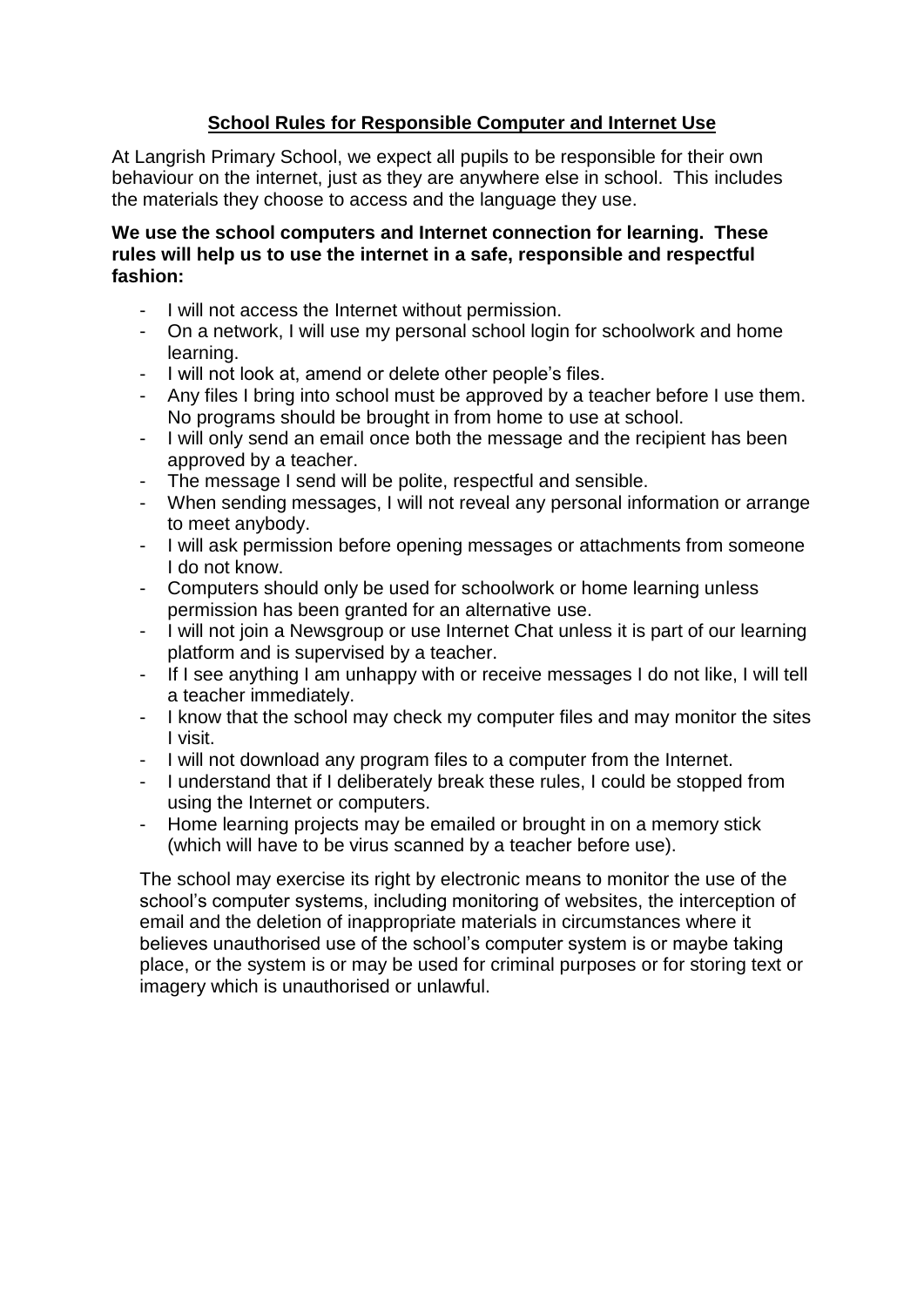## School Rules for Responsible Computer and Internet Use

At Langrish Primary School, we expect all pupils to be responsible for their own behaviour on the internet, just as they are anywhere else in school. This includes the materials they choose to access and the language they use.

**We use the school computers and Internet connection for learning. These rules will help us to use the internet in a safe, responsible and respectful fashion:**

- I will not access the Internet without permission.
- On a network, I will use my personal school login for schoolwork and home learning.
- I will not look at, amend or delete other people's files.
- Any files I bring into school must be approved by a teacher before I use them. No programs should be brought in from home to use at school.
- I will only send an email once both the message and the recipient has been approved by a teacher.
- The message I send will be polite, respectful and sensible.
- When sending messages, I will not reveal any personal information or arrange to meet anybody.
- I will ask permission before opening messages or attachments from someone I do not know.
- Computers should only be used for schoolwork or home learning unless permission has been granted for an alternative use.
- I will not join a Newsgroup or use Internet Chat unless it is part of our learning platform and is supervised by a teacher.
- If I see anything I am unhappy with or receive messages I do not like, I will tell a teacher immediately.
- I know that the school may check my computer files and may monitor the sites I visit.
- I will not download any program files to a computer from the Internet.
- I understand that if I deliberately break these rules, I could be stopped from using the Internet or computers.
- Home learning projects may be emailed or brought in on a memory stick (which will have to be virus scanned by a teacher before use).

The school may exercise its right by electronic means to monitor the use of the school's computer systems, including monitoring of websites, the interception of email and the deletion of inappropriate materials in circumstances where it believes unauthorised use of the school's computer system is or maybe taking place, or the system is or may be used for criminal purposes or for storing text or imagery which is unauthorised or unlawful.